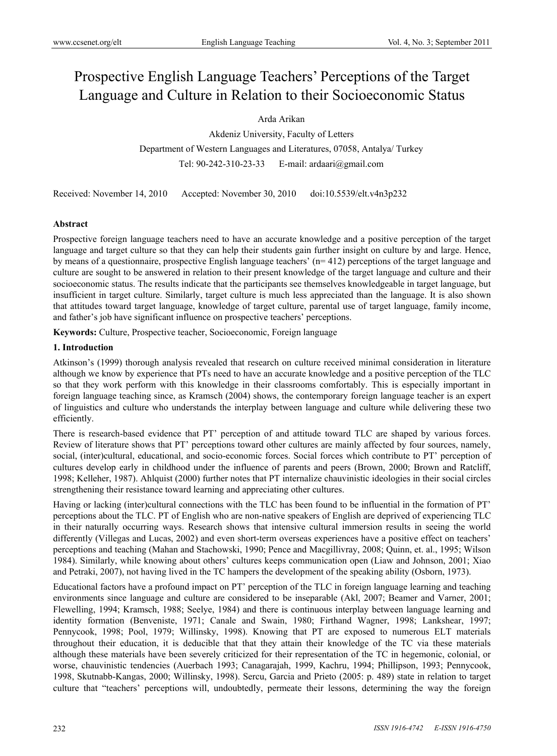# Prospective English Language Teachers' Perceptions of the Target Language and Culture in Relation to their Socioeconomic Status

Arda Arikan

Akdeniz University, Faculty of Letters

Department of Western Languages and Literatures, 07058, Antalya/ Turkey

Tel: 90-242-310-23-33 E-mail: ardaari@gmail.com

Received: November 14, 2010 Accepted: November 30, 2010 doi:10.5539/elt.v4n3p232

**Abstract**

Prospective foreign language teachers need to have an accurate knowledge and a positive perception of the target language and target culture so that they can help their students gain further insight on culture by and large. Hence, by means of a questionnaire, prospective English language teachers' (n= 412) perceptions of the target language and culture are sought to be answered in relation to their present knowledge of the target language and culture and their socioeconomic status. The results indicate that the participants see themselves knowledgeable in target language, but insufficient in target culture. Similarly, target culture is much less appreciated than the language. It is also shown that attitudes toward target language, knowledge of target culture, parental use of target language, family income, and father's job have significant influence on prospective teachers' perceptions.

**Keywords:** Culture, Prospective teacher, Socioeconomic, Foreign language

## 1. Introduction

Atkinson's (1999) thorough analysis revealed that research on culture received minimal consideration in literature although we know by experience that PTs need to have an accurate knowledge and a positive perception of the TLC so that they work perform with this knowledge in their classrooms comfortably. This is especially important in foreign language teaching since, as Kramsch (2004) shows, the contemporary foreign language teacher is an expert of linguistics and culture who understands the interplay between language and culture while delivering these two efficiently.

There is research-based evidence that PT' perception of and attitude toward TLC are shaped by various forces. Review of literature shows that PT' perceptions toward other cultures are mainly affected by four sources, namely, social, (inter)cultural, educational, and socio-economic forces. Social forces which contribute to PT' perception of cultures develop early in childhood under the influence of parents and peers (Brown, 2000; Brown and Ratcliff, 1998; Kelleher, 1987). Ahlquist (2000) further notes that PT internalize chauvinistic ideologies in their social circles strengthening their resistance toward learning and appreciating other cultures.

Having or lacking (inter)cultural connections with the TLC has been found to be influential in the formation of PT' perceptions about the TLC. PT of English who are non-native speakers of English are deprived of experiencing TLC in their naturally occurring ways. Research shows that intensive cultural immersion results in seeing the world differently (Villegas and Lucas, 2002) and even short-term overseas experiences have a positive effect on teachers' perceptions and teaching (Mahan and Stachowski, 1990; Pence and Macgillivray, 2008; Quinn, et. al., 1995; Wilson 1984). Similarly, while knowing about others' cultures keeps communication open (Liaw and Johnson, 2001; Xiao and Petraki, 2007), not having lived in the TC hampers the development of the speaking ability (Osborn, 1973).

Educational factors have a profound impact on PT' perception of the TLC in foreign language learning and teaching environments since language and culture are considered to be inseparable (Akl, 2007; Beamer and Varner, 2001; Flewelling, 1994; Kramsch, 1988; Seelye, 1984) and there is continuous interplay between language learning and identity formation (Benveniste, 1971; Canale and Swain, 1980; Firthand Wagner, 1998; Lankshear, 1997; Pennycook, 1998; Pool, 1979; Willinsky, 1998). Knowing that PT are exposed to numerous ELT materials throughout their education, it is deducible that that they attain their knowledge of the TC via these materials although these materials have been severely criticized for their representation of the TC in hegemonic, colonial, or worse, chauvinistic tendencies (Auerbach 1993; Canagarajah, 1999, Kachru, 1994; Phillipson, 1993; Pennycook, 1998, Skutnabb-Kangas, 2000; Willinsky, 1998). Sercu, Garcia and Prieto (2005: p. 489) state in relation to target culture that "teachers' perceptions will, undoubtedly, permeate their lessons, determining the way the foreign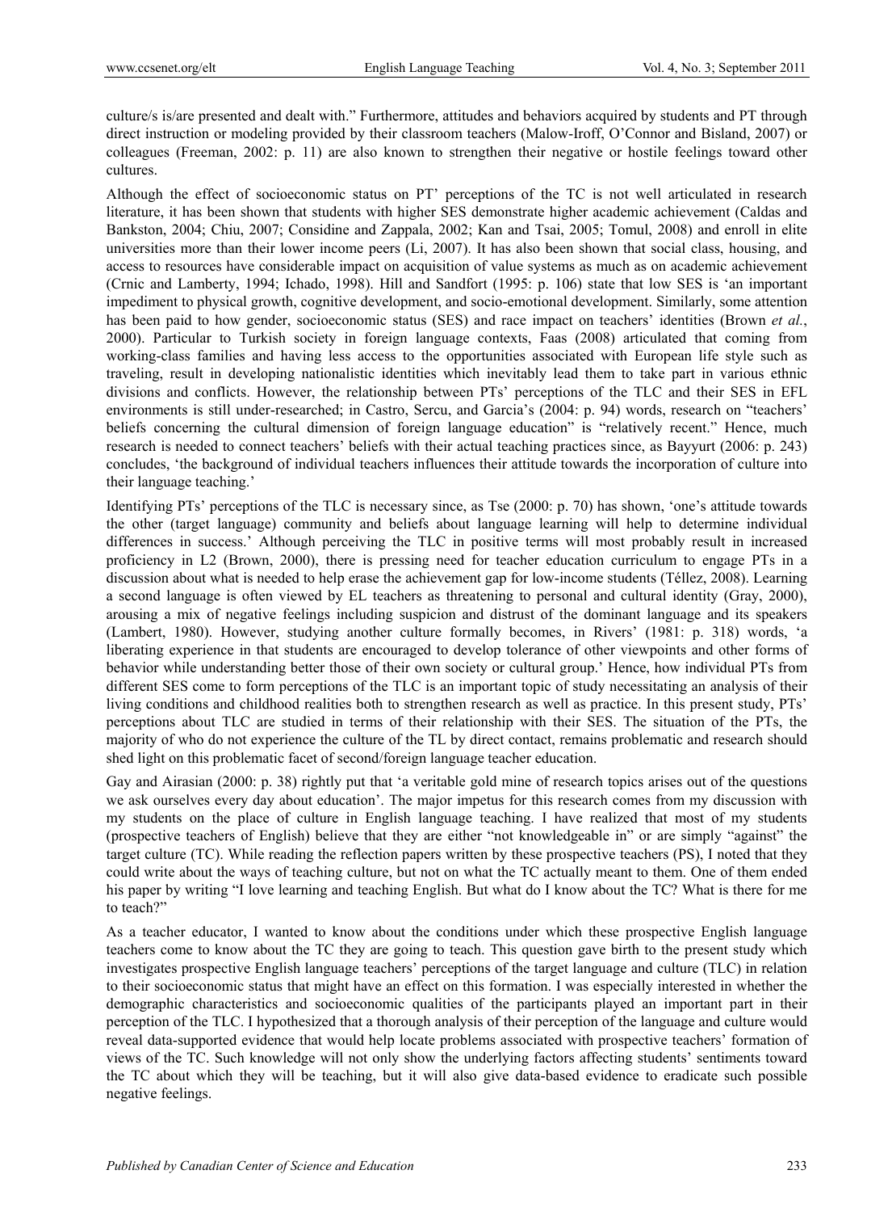culture/s is/are presented and dealt with." Furthermore, attitudes and behaviors acquired by students and PT through direct instruction or modeling provided by their classroom teachers (Malow-Iroff, O'Connor and Bisland, 2007) or colleagues (Freeman, 2002: p. 11) are also known to strengthen their negative or hostile feelings toward other cultures.

Although the effect of socioeconomic status on PT' perceptions of the TC is not well articulated in research literature, it has been shown that students with higher SES demonstrate higher academic achievement (Caldas and Bankston, 2004; Chiu, 2007; Considine and Zappala, 2002; Kan and Tsai, 2005; Tomul, 2008) and enroll in elite universities more than their lower income peers (Li, 2007). It has also been shown that social class, housing, and access to resources have considerable impact on acquisition of value systems as much as on academic achievement (Crnic and Lamberty, 1994; Ichado, 1998). Hill and Sandfort (1995: p. 106) state that low SES is 'an important impediment to physical growth, cognitive development, and socio-emotional development. Similarly, some attention has been paid to how gender, socioeconomic status (SES) and race impact on teachers' identities (Brown *et al.*, 2000). Particular to Turkish society in foreign language contexts, Faas (2008) articulated that coming from working-class families and having less access to the opportunities associated with European life style such as traveling, result in developing nationalistic identities which inevitably lead them to take part in various ethnic divisions and conflicts. However, the relationship between PTs' perceptions of the TLC and their SES in EFL environments is still under-researched; in Castro, Sercu, and Garcia's (2004: p. 94) words, research on "teachers' beliefs concerning the cultural dimension of foreign language education" is "relatively recent." Hence, much research is needed to connect teachers' beliefs with their actual teaching practices since, as Bayyurt (2006: p. 243) concludes, 'the background of individual teachers influences their attitude towards the incorporation of culture into their language teaching.'

Identifying PTs' perceptions of the TLC is necessary since, as Tse (2000: p. 70) has shown, 'one's attitude towards the other (target language) community and beliefs about language learning will help to determine individual differences in success.' Although perceiving the TLC in positive terms will most probably result in increased proficiency in L2 (Brown, 2000), there is pressing need for teacher education curriculum to engage PTs in a discussion about what is needed to help erase the achievement gap for low-income students (Téllez, 2008). Learning a second language is often viewed by EL teachers as threatening to personal and cultural identity (Gray, 2000), arousing a mix of negative feelings including suspicion and distrust of the dominant language and its speakers (Lambert, 1980). However, studying another culture formally becomes, in Rivers' (1981: p. 318) words, 'a liberating experience in that students are encouraged to develop tolerance of other viewpoints and other forms of behavior while understanding better those of their own society or cultural group.' Hence, how individual PTs from different SES come to form perceptions of the TLC is an important topic of study necessitating an analysis of their living conditions and childhood realities both to strengthen research as well as practice. In this present study, PTs' perceptions about TLC are studied in terms of their relationship with their SES. The situation of the PTs, the majority of who do not experience the culture of the TL by direct contact, remains problematic and research should shed light on this problematic facet of second/foreign language teacher education.

Gay and Airasian (2000: p. 38) rightly put that 'a veritable gold mine of research topics arises out of the questions we ask ourselves every day about education'. The major impetus for this research comes from my discussion with my students on the place of culture in English language teaching. I have realized that most of my students (prospective teachers of English) believe that they are either "not knowledgeable in" or are simply "against" the target culture (TC). While reading the reflection papers written by these prospective teachers (PS), I noted that they could write about the ways of teaching culture, but not on what the TC actually meant to them. One of them ended his paper by writing "I love learning and teaching English. But what do I know about the TC? What is there for me to teach?"

As a teacher educator, I wanted to know about the conditions under which these prospective English language teachers come to know about the TC they are going to teach. This question gave birth to the present study which investigates prospective English language teachers' perceptions of the target language and culture (TLC) in relation to their socioeconomic status that might have an effect on this formation. I was especially interested in whether the demographic characteristics and socioeconomic qualities of the participants played an important part in their perception of the TLC. I hypothesized that a thorough analysis of their perception of the language and culture would reveal data-supported evidence that would help locate problems associated with prospective teachers' formation of views of the TC. Such knowledge will not only show the underlying factors affecting students' sentiments toward the TC about which they will be teaching, but it will also give data-based evidence to eradicate such possible negative feelings.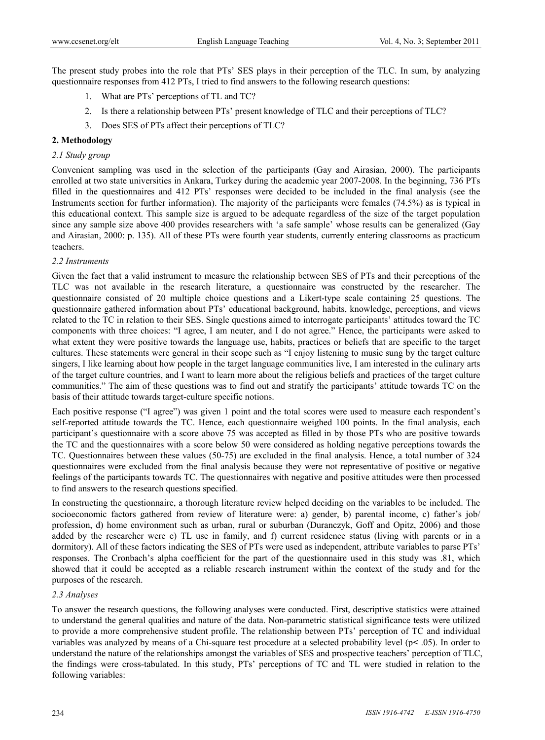The present study probes into the role that PTs' SES plays in their perception of the TLC. In sum, by analyzing questionnaire responses from 412 PTs, I tried to find answers to the following research questions:

1. What are PTs' perceptions of TL and TC?
2. Is there a relationship between PTs' present knowledge of TLC and their perceptions of TLC?
3. Does SES of PTs affect their perceptions of TLC?

## 2. Methodology

### 2.1 Study group

Convenient sampling was used in the selection of the participants (Gay and Airasian, 2000). The participants enrolled at two state universities in Ankara, Turkey during the academic year 2007-2008. In the beginning, 736 PTs filled in the questionnaires and 412 PTs' responses were decided to be included in the final analysis (see the Instruments section for further information). The majority of the participants were females (74.5%) as is typical in this educational context. This sample size is argued to be adequate regardless of the size of the target population since any sample size above 400 provides researchers with 'a safe sample' whose results can be generalized (Gay and Airasian, 2000: p. 135). All of these PTs were fourth year students, currently entering classrooms as practicum teachers.

### 2.2 Instruments

Given the fact that a valid instrument to measure the relationship between SES of PTs and their perceptions of the TLC was not available in the research literature, a questionnaire was constructed by the researcher. The questionnaire consisted of 20 multiple choice questions and a Likert-type scale containing 25 questions. The questionnaire gathered information about PTs' educational background, habits, knowledge, perceptions, and views related to the TC in relation to their SES. Single questions aimed to interrogate participants' attitudes toward the TC components with three choices: "I agree, I am neuter, and I do not agree." Hence, the participants were asked to what extent they were positive towards the language use, habits, practices or beliefs that are specific to the target cultures. These statements were general in their scope such as "I enjoy listening to music sung by the target culture singers, I like learning about how people in the target language communities live, I am interested in the culinary arts of the target culture countries, and I want to learn more about the religious beliefs and practices of the target culture communities." The aim of these questions was to find out and stratify the participants' attitude towards TC on the basis of their attitude towards target-culture specific notions.

Each positive response ("I agree") was given 1 point and the total scores were used to measure each respondent's self-reported attitude towards the TC. Hence, each questionnaire weighed 100 points. In the final analysis, each participant's questionnaire with a score above 75 was accepted as filled in by those PTs who are positive towards the TC and the questionnaires with a score below 50 were considered as holding negative perceptions towards the TC. Questionnaires between these values (50-75) are excluded in the final analysis. Hence, a total number of 324 questionnaires were excluded from the final analysis because they were not representative of positive or negative feelings of the participants towards TC. The questionnaires with negative and positive attitudes were then processed to find answers to the research questions specified.

In constructing the questionnaire, a thorough literature review helped deciding on the variables to be included. The socioeconomic factors gathered from review of literature were: a) gender, b) parental income, c) father's job/ profession, d) home environment such as urban, rural or suburban (Duranczyk, Goff and Opitz, 2006) and those added by the researcher were e) TL use in family, and f) current residence status (living with parents or in a dormitory). All of these factors indicating the SES of PTs were used as independent, attribute variables to parse PTs' responses. The Cronbach's alpha coefficient for the part of the questionnaire used in this study was .81, which showed that it could be accepted as a reliable research instrument within the context of the study and for the purposes of the research.

### 2.3 Analyses

To answer the research questions, the following analyses were conducted. First, descriptive statistics were attained to understand the general qualities and nature of the data. Non-parametric statistical significance tests were utilized to provide a more comprehensive student profile. The relationship between PTs' perception of TC and individual variables was analyzed by means of a Chi-square test procedure at a selected probability level ($p < .05$). In order to understand the nature of the relationships amongst the variables of SES and prospective teachers' perception of TLC, the findings were cross-tabulated. In this study, PTs' perceptions of TC and TL were studied in relation to the following variables: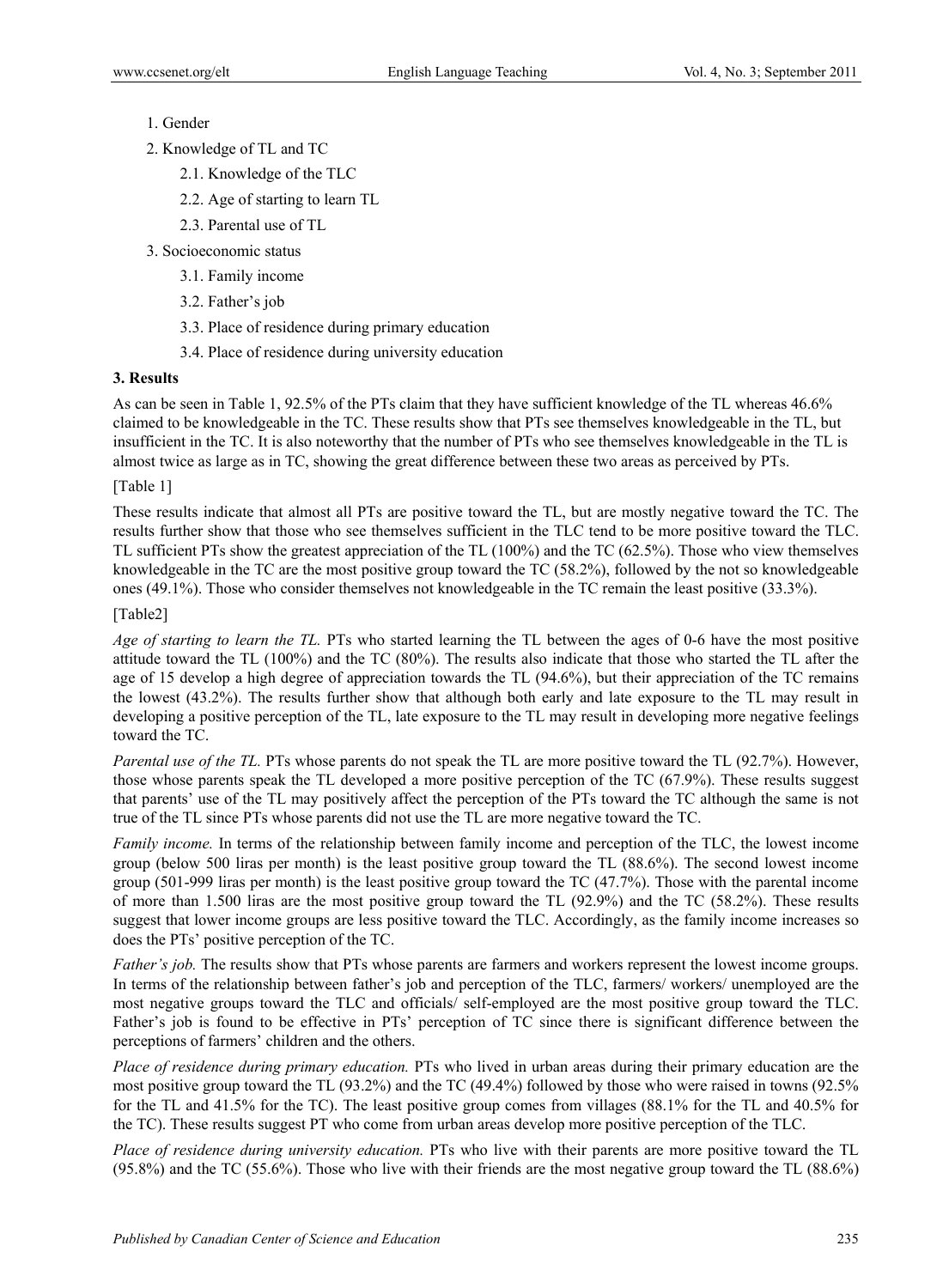1. Gender
2. Knowledge of TL and TC
    2.1. Knowledge of the TLC
    2.2. Age of starting to learn TL
    2.3. Parental use of TL
3. Socioeconomic status
    3.1. Family income
    3.2. Father's job
    3.3. Place of residence during primary education
    3.4. Place of residence during university education

## 3. Results

As can be seen in Table 1, 92.5% of the PTs claim that they have sufficient knowledge of the TL whereas 46.6% claimed to be knowledgeable in the TC. These results show that PTs see themselves knowledgeable in the TL, but insufficient in the TC. It is also noteworthy that the number of PTs who see themselves knowledgeable in the TL is almost twice as large as in TC, showing the great difference between these two areas as perceived by PTs.

[Table 1]

These results indicate that almost all PTs are positive toward the TL, but are mostly negative toward the TC. The results further show that those who see themselves sufficient in the TLC tend to be more positive toward the TLC. TL sufficient PTs show the greatest appreciation of the TL (100%) and the TC (62.5%). Those who view themselves knowledgeable in the TC are the most positive group toward the TC (58.2%), followed by the not so knowledgeable ones (49.1%). Those who consider themselves not knowledgeable in the TC remain the least positive (33.3%).

[Table2]

*Age of starting to learn the TL.* PTs who started learning the TL between the ages of 0-6 have the most positive attitude toward the TL (100%) and the TC (80%). The results also indicate that those who started the TL after the age of 15 develop a high degree of appreciation towards the TL (94.6%), but their appreciation of the TC remains the lowest (43.2%). The results further show that although both early and late exposure to the TL may result in developing a positive perception of the TL, late exposure to the TL may result in developing more negative feelings toward the TC.

*Parental use of the TL.* PTs whose parents do not speak the TL are more positive toward the TL (92.7%). However, those whose parents speak the TL developed a more positive perception of the TC (67.9%). These results suggest that parents' use of the TL may positively affect the perception of the PTs toward the TC although the same is not true of the TL since PTs whose parents did not use the TL are more negative toward the TC.

*Family income.* In terms of the relationship between family income and perception of the TLC, the lowest income group (below 500 liras per month) is the least positive group toward the TL (88.6%). The second lowest income group (501-999 liras per month) is the least positive group toward the TC (47.7%). Those with the parental income of more than 1.500 liras are the most positive group toward the TL (92.9%) and the TC (58.2%). These results suggest that lower income groups are less positive toward the TLC. Accordingly, as the family income increases so does the PTs' positive perception of the TC.

*Father's job.* The results show that PTs whose parents are farmers and workers represent the lowest income groups. In terms of the relationship between father's job and perception of the TLC, farmers/ workers/ unemployed are the most negative groups toward the TLC and officials/ self-employed are the most positive group toward the TLC. Father's job is found to be effective in PTs' perception of TC since there is significant difference between the perceptions of farmers' children and the others.

*Place of residence during primary education.* PTs who lived in urban areas during their primary education are the most positive group toward the TL (93.2%) and the TC (49.4%) followed by those who were raised in towns (92.5% for the TL and 41.5% for the TC). The least positive group comes from villages (88.1% for the TL and 40.5% for the TC). These results suggest PT who come from urban areas develop more positive perception of the TLC.

*Place of residence during university education.* PTs who live with their parents are more positive toward the TL (95.8%) and the TC (55.6%). Those who live with their friends are the most negative group toward the TL (88.6%)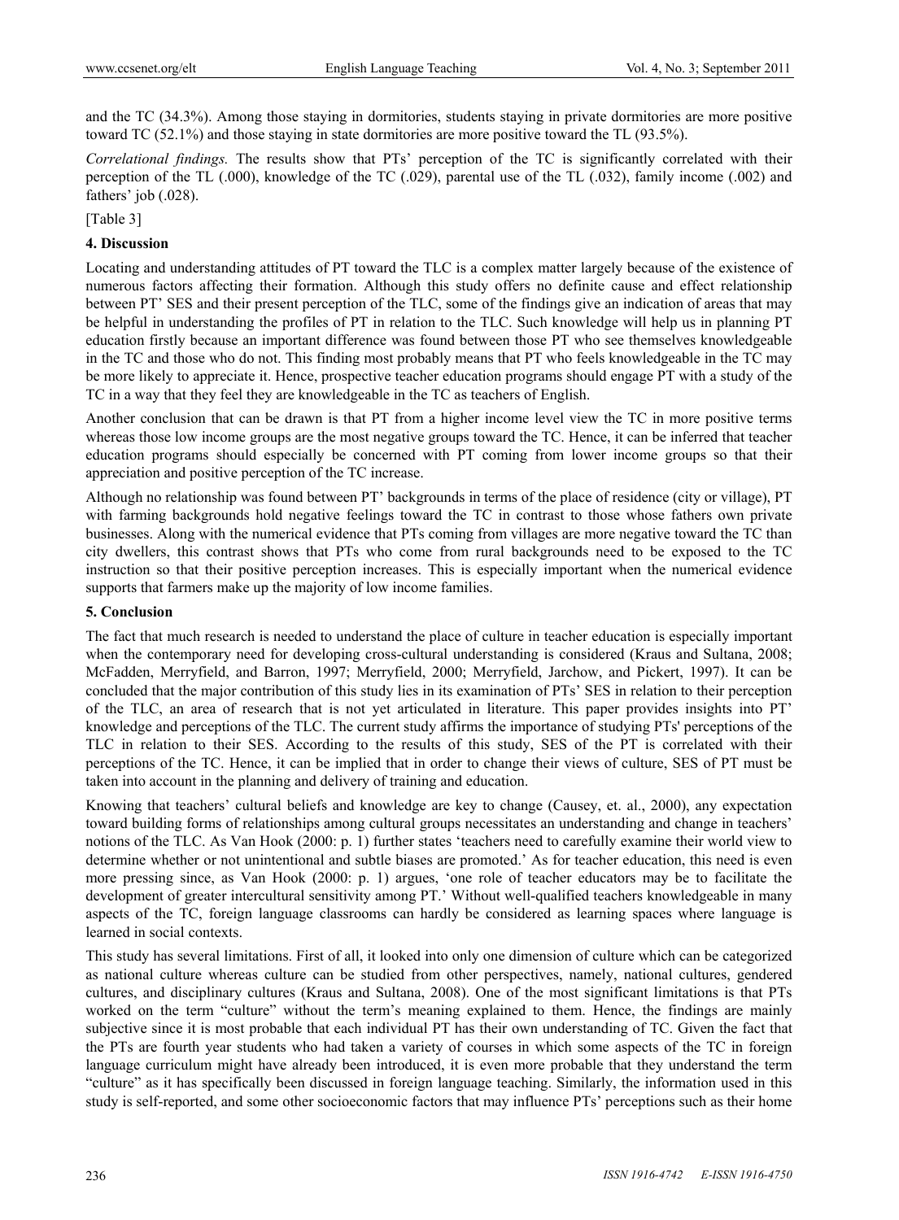and the TC (34.3%). Among those staying in dormitories, students staying in private dormitories are more positive toward TC (52.1%) and those staying in state dormitories are more positive toward the TL (93.5%).

*Correlational findings.* The results show that PTs' perception of the TC is significantly correlated with their perception of the TL (.000), knowledge of the TC (.029), parental use of the TL (.032), family income (.002) and fathers' job (.028).

[Table 3]

## 4. Discussion

Locating and understanding attitudes of PT toward the TLC is a complex matter largely because of the existence of numerous factors affecting their formation. Although this study offers no definite cause and effect relationship between PT' SES and their present perception of the TLC, some of the findings give an indication of areas that may be helpful in understanding the profiles of PT in relation to the TLC. Such knowledge will help us in planning PT education firstly because an important difference was found between those PT who see themselves knowledgeable in the TC and those who do not. This finding most probably means that PT who feels knowledgeable in the TC may be more likely to appreciate it. Hence, prospective teacher education programs should engage PT with a study of the TC in a way that they feel they are knowledgeable in the TC as teachers of English.

Another conclusion that can be drawn is that PT from a higher income level view the TC in more positive terms whereas those low income groups are the most negative groups toward the TC. Hence, it can be inferred that teacher education programs should especially be concerned with PT coming from lower income groups so that their appreciation and positive perception of the TC increase.

Although no relationship was found between PT' backgrounds in terms of the place of residence (city or village), PT with farming backgrounds hold negative feelings toward the TC in contrast to those whose fathers own private businesses. Along with the numerical evidence that PTs coming from villages are more negative toward the TC than city dwellers, this contrast shows that PTs who come from rural backgrounds need to be exposed to the TC instruction so that their positive perception increases. This is especially important when the numerical evidence supports that farmers make up the majority of low income families.

## 5. Conclusion

The fact that much research is needed to understand the place of culture in teacher education is especially important when the contemporary need for developing cross-cultural understanding is considered (Kraus and Sultana, 2008; McFadden, Merryfield, and Barron, 1997; Merryfield, 2000; Merryfield, Jarchow, and Pickert, 1997). It can be concluded that the major contribution of this study lies in its examination of PTs' SES in relation to their perception of the TLC, an area of research that is not yet articulated in literature. This paper provides insights into PT' knowledge and perceptions of the TLC. The current study affirms the importance of studying PTs' perceptions of the TLC in relation to their SES. According to the results of this study, SES of the PT is correlated with their perceptions of the TC. Hence, it can be implied that in order to change their views of culture, SES of PT must be taken into account in the planning and delivery of training and education.

Knowing that teachers' cultural beliefs and knowledge are key to change (Causey, et. al., 2000), any expectation toward building forms of relationships among cultural groups necessitates an understanding and change in teachers' notions of the TLC. As Van Hook (2000: p. 1) further states 'teachers need to carefully examine their world view to determine whether or not unintentional and subtle biases are promoted.' As for teacher education, this need is even more pressing since, as Van Hook (2000: p. 1) argues, 'one role of teacher educators may be to facilitate the development of greater intercultural sensitivity among PT.' Without well-qualified teachers knowledgeable in many aspects of the TC, foreign language classrooms can hardly be considered as learning spaces where language is learned in social contexts.

This study has several limitations. First of all, it looked into only one dimension of culture which can be categorized as national culture whereas culture can be studied from other perspectives, namely, national cultures, gendered cultures, and disciplinary cultures (Kraus and Sultana, 2008). One of the most significant limitations is that PTs worked on the term "culture" without the term's meaning explained to them. Hence, the findings are mainly subjective since it is most probable that each individual PT has their own understanding of TC. Given the fact that the PTs are fourth year students who had taken a variety of courses in which some aspects of the TC in foreign language curriculum might have already been introduced, it is even more probable that they understand the term "culture" as it has specifically been discussed in foreign language teaching. Similarly, the information used in this study is self-reported, and some other socioeconomic factors that may influence PTs' perceptions such as their home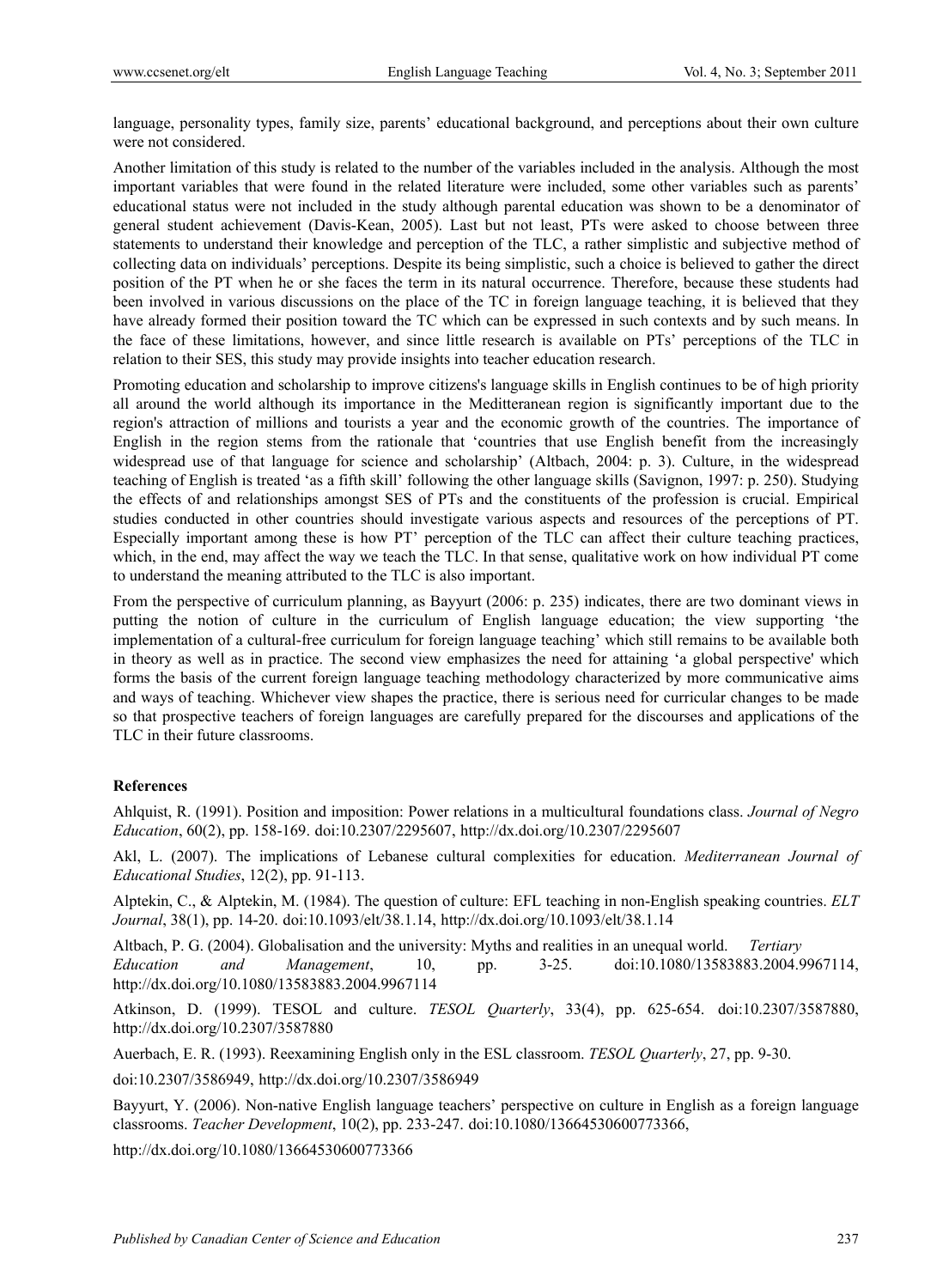language, personality types, family size, parents' educational background, and perceptions about their own culture were not considered.

Another limitation of this study is related to the number of the variables included in the analysis. Although the most important variables that were found in the related literature were included, some other variables such as parents' educational status were not included in the study although parental education was shown to be a denominator of general student achievement (Davis-Kean, 2005). Last but not least, PTs were asked to choose between three statements to understand their knowledge and perception of the TLC, a rather simplistic and subjective method of collecting data on individuals' perceptions. Despite its being simplistic, such a choice is believed to gather the direct position of the PT when he or she faces the term in its natural occurrence. Therefore, because these students had been involved in various discussions on the place of the TC in foreign language teaching, it is believed that they have already formed their position toward the TC which can be expressed in such contexts and by such means. In the face of these limitations, however, and since little research is available on PTs' perceptions of the TLC in relation to their SES, this study may provide insights into teacher education research.

Promoting education and scholarship to improve citizens's language skills in English continues to be of high priority all around the world although its importance in the Meditteranean region is significantly important due to the region's attraction of millions and tourists a year and the economic growth of the countries. The importance of English in the region stems from the rationale that 'countries that use English benefit from the increasingly widespread use of that language for science and scholarship' (Altbach, 2004: p. 3). Culture, in the widespread teaching of English is treated 'as a fifth skill' following the other language skills (Savignon, 1997: p. 250). Studying the effects of and relationships amongst SES of PTs and the constituents of the profession is crucial. Empirical studies conducted in other countries should investigate various aspects and resources of the perceptions of PT. Especially important among these is how PT' perception of the TLC can affect their culture teaching practices, which, in the end, may affect the way we teach the TLC. In that sense, qualitative work on how individual PT come to understand the meaning attributed to the TLC is also important.

From the perspective of curriculum planning, as Bayyurt (2006: p. 235) indicates, there are two dominant views in putting the notion of culture in the curriculum of English language education; the view supporting 'the implementation of a cultural-free curriculum for foreign language teaching' which still remains to be available both in theory as well as in practice. The second view emphasizes the need for attaining 'a global perspective' which forms the basis of the current foreign language teaching methodology characterized by more communicative aims and ways of teaching. Whichever view shapes the practice, there is serious need for curricular changes to be made so that prospective teachers of foreign languages are carefully prepared for the discourses and applications of the TLC in their future classrooms.

## References

Ahlquist, R. (1991). Position and imposition: Power relations in a multicultural foundations class. *Journal of Negro Education*, 60(2), pp. 158-169. doi:10.2307/2295607, http://dx.doi.org/10.2307/2295607

Akl, L. (2007). The implications of Lebanese cultural complexities for education. *Mediterranean Journal of Educational Studies*, 12(2), pp. 91-113.

Alptekin, C., & Alptekin, M. (1984). The question of culture: EFL teaching in non-English speaking countries. *ELT Journal*, 38(1), pp. 14-20. doi:10.1093/elt/38.1.14, http://dx.doi.org/10.1093/elt/38.1.14

Altbach, P. G. (2004). Globalisation and the university: Myths and realities in an unequal world. *Tertiary Education and Management*, 10, pp. 3-25. doi:10.1080/13583883.2004.9967114, http://dx.doi.org/10.1080/13583883.2004.9967114

Atkinson, D. (1999). TESOL and culture. *TESOL Quarterly*, 33(4), pp. 625-654. doi:10.2307/3587880, http://dx.doi.org/10.2307/3587880

Auerbach, E. R. (1993). Reexamining English only in the ESL classroom. *TESOL Quarterly*, 27, pp. 9-30. doi:10.2307/3586949, http://dx.doi.org/10.2307/3586949

Bayyurt, Y. (2006). Non-native English language teachers' perspective on culture in English as a foreign language classrooms. *Teacher Development*, 10(2), pp. 233-247. doi:10.1080/13664530600773366, http://dx.doi.org/10.1080/13664530600773366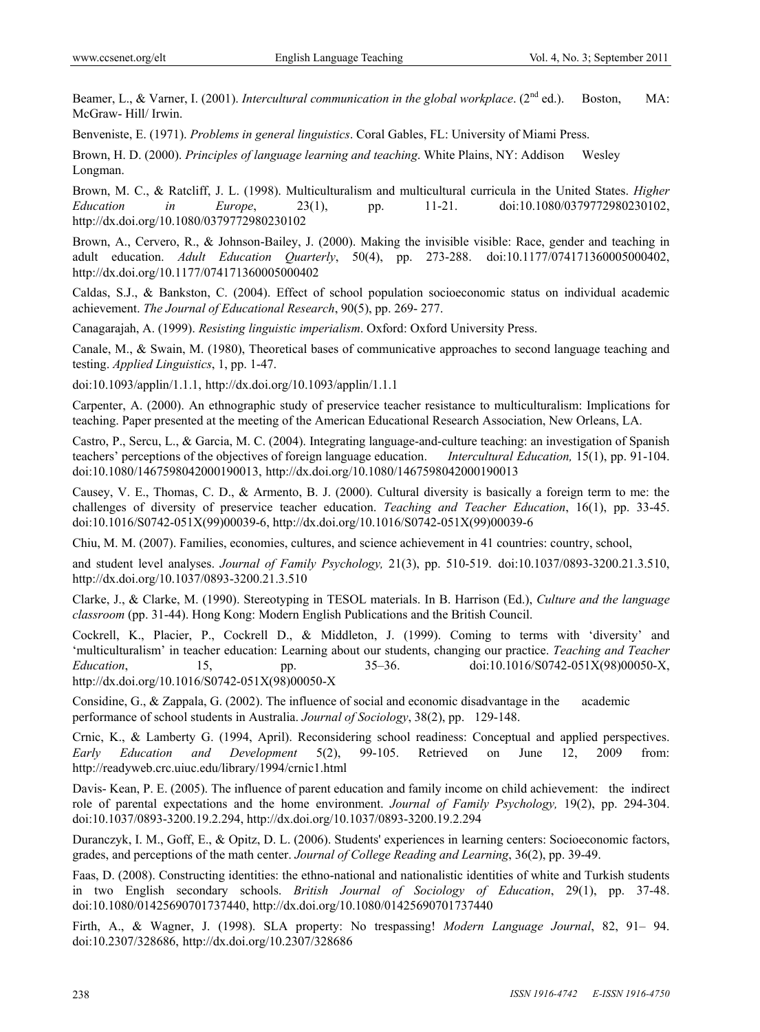Beamer, L., & Varner, I. (2001). *Intercultural communication in the global workplace*. (2nd ed.). Boston, MA: McGraw- Hill/ Irwin.

Benveniste, E. (1971). *Problems in general linguistics*. Coral Gables, FL: University of Miami Press.

Brown, H. D. (2000). *Principles of language learning and teaching*. White Plains, NY: Addison Wesley Longman.

Brown, M. C., & Ratcliff, J. L. (1998). Multiculturalism and multicultural curricula in the United States. *Higher Education in Europe*, 23(1), pp. 11-21. doi:10.1080/0379772980230102, http://dx.doi.org/10.1080/0379772980230102

Brown, A., Cervero, R., & Johnson-Bailey, J. (2000). Making the invisible visible: Race, gender and teaching in adult education. *Adult Education Quarterly*, 50(4), pp. 273-288. doi:10.1177/074171360005000402, http://dx.doi.org/10.1177/074171360005000402

Caldas, S.J., & Bankston, C. (2004). Effect of school population socioeconomic status on individual academic achievement. *The Journal of Educational Research*, 90(5), pp. 269- 277.

Canagarajah, A. (1999). *Resisting linguistic imperialism*. Oxford: Oxford University Press.

Canale, M., & Swain, M. (1980), Theoretical bases of communicative approaches to second language teaching and testing. *Applied Linguistics*, 1, pp. 1-47.

doi:10.1093/applin/1.1.1, http://dx.doi.org/10.1093/applin/1.1.1

Carpenter, A. (2000). An ethnographic study of preservice teacher resistance to multiculturalism: Implications for teaching. Paper presented at the meeting of the American Educational Research Association, New Orleans, LA.

Castro, P., Sercu, L., & Garcia, M. C. (2004). Integrating language-and-culture teaching: an investigation of Spanish teachers' perceptions of the objectives of foreign language education. *Intercultural Education,* 15(1), pp. 91-104. doi:10.1080/1467598042000190013, http://dx.doi.org/10.1080/1467598042000190013

Causey, V. E., Thomas, C. D., & Armento, B. J. (2000). Cultural diversity is basically a foreign term to me: the challenges of diversity of preservice teacher education. *Teaching and Teacher Education*, 16(1), pp. 33-45. doi:10.1016/S0742-051X(99)00039-6, http://dx.doi.org/10.1016/S0742-051X(99)00039-6

Chiu, M. M. (2007). Families, economies, cultures, and science achievement in 41 countries: country, school, and student level analyses. *Journal of Family Psychology,* 21(3), pp. 510-519. doi:10.1037/0893-3200.21.3.510, http://dx.doi.org/10.1037/0893-3200.21.3.510

Clarke, J., & Clarke, M. (1990). Stereotyping in TESOL materials. In B. Harrison (Ed.), *Culture and the language classroom* (pp. 31-44). Hong Kong: Modern English Publications and the British Council.

Cockrell, K., Placier, P., Cockrell D., & Middleton, J. (1999). Coming to terms with 'diversity' and 'multiculturalism' in teacher education: Learning about our students, changing our practice. *Teaching and Teacher Education*, 15, pp. 35–36. doi:10.1016/S0742-051X(98)00050-X, http://dx.doi.org/10.1016/S0742-051X(98)00050-X

Considine, G., & Zappala, G. (2002). The influence of social and economic disadvantage in the academic performance of school students in Australia. *Journal of Sociology*, 38(2), pp. 129-148.

Crnic, K., & Lamberty G. (1994, April). Reconsidering school readiness: Conceptual and applied perspectives. *Early Education and Development* 5(2), 99-105. Retrieved on June 12, 2009 from: http://readyweb.crc.uiuc.edu/library/1994/crnic1.html

Davis- Kean, P. E. (2005). The influence of parent education and family income on child achievement: the indirect role of parental expectations and the home environment. *Journal of Family Psychology,* 19(2), pp. 294-304. doi:10.1037/0893-3200.19.2.294, http://dx.doi.org/10.1037/0893-3200.19.2.294

Duranczyk, I. M., Goff, E., & Opitz, D. L. (2006). Students' experiences in learning centers: Socioeconomic factors, grades, and perceptions of the math center. *Journal of College Reading and Learning*, 36(2), pp. 39-49.

Faas, D. (2008). Constructing identities: the ethno-national and nationalistic identities of white and Turkish students in two English secondary schools. *British Journal of Sociology of Education*, 29(1), pp. 37-48. doi:10.1080/01425690701737440, http://dx.doi.org/10.1080/01425690701737440

Firth, A., & Wagner, J. (1998). SLA property: No trespassing! *Modern Language Journal*, 82, 91– 94. doi:10.2307/328686, http://dx.doi.org/10.2307/328686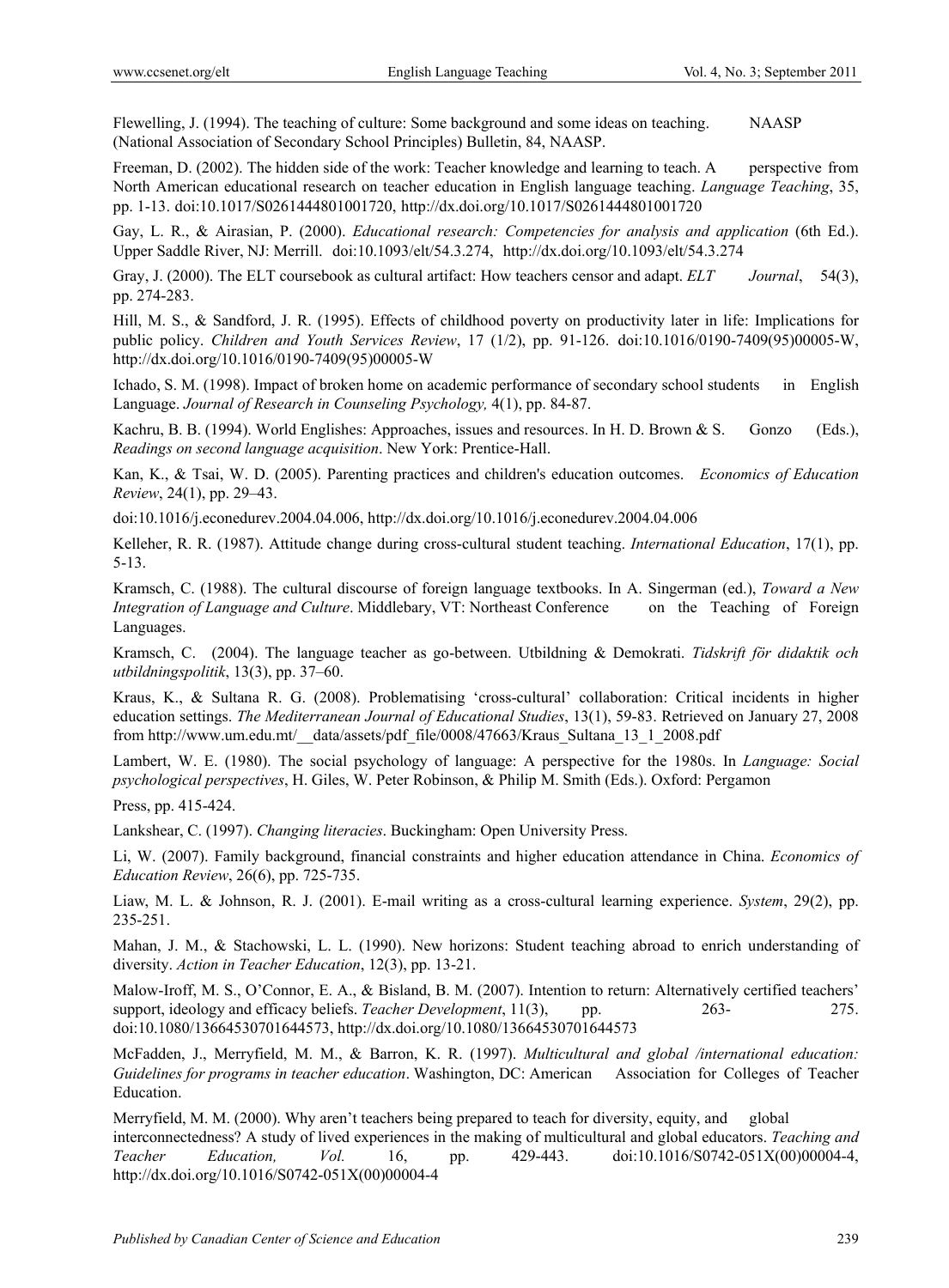Flewelling, J. (1994). The teaching of culture: Some background and some ideas on teaching. NAASP (National Association of Secondary School Principles) Bulletin, 84, NAASP.

Freeman, D. (2002). The hidden side of the work: Teacher knowledge and learning to teach. A perspective from North American educational research on teacher education in English language teaching. *Language Teaching*, 35, pp. 1-13. doi:10.1017/S0261444801001720, http://dx.doi.org/10.1017/S0261444801001720

Gay, L. R., & Airasian, P. (2000). *Educational research: Competencies for analysis and application* (6th Ed.). Upper Saddle River, NJ: Merrill. doi:10.1093/elt/54.3.274, http://dx.doi.org/10.1093/elt/54.3.274

Gray, J. (2000). The ELT coursebook as cultural artifact: How teachers censor and adapt. *ELT Journal*, 54(3), pp. 274-283.

Hill, M. S., & Sandford, J. R. (1995). Effects of childhood poverty on productivity later in life: Implications for public policy. *Children and Youth Services Review*, 17 (1/2), pp. 91-126. doi:10.1016/0190-7409(95)00005-W, http://dx.doi.org/10.1016/0190-7409(95)00005-W

Ichado, S. M. (1998). Impact of broken home on academic performance of secondary school students in English Language. *Journal of Research in Counseling Psychology,* 4(1), pp. 84-87.

Kachru, B. B. (1994). World Englishes: Approaches, issues and resources. In H. D. Brown & S. Gonzo (Eds.), *Readings on second language acquisition*. New York: Prentice-Hall.

Kan, K., & Tsai, W. D. (2005). Parenting practices and children's education outcomes. *Economics of Education Review*, 24(1), pp. 29–43.

doi:10.1016/j.econedurev.2004.04.006, http://dx.doi.org/10.1016/j.econedurev.2004.04.006

Kelleher, R. R. (1987). Attitude change during cross-cultural student teaching. *International Education*, 17(1), pp. 5-13.

Kramsch, C. (1988). The cultural discourse of foreign language textbooks. In A. Singerman (ed.), *Toward a New Integration of Language and Culture*. Middlebary, VT: Northeast Conference on the Teaching of Foreign Languages.

Kramsch, C. (2004). The language teacher as go-between. Utbildning & Demokrati. *Tidskrift för didaktik och utbildningspolitik*, 13(3), pp. 37–60.

Kraus, K., & Sultana R. G. (2008). Problematising 'cross-cultural' collaboration: Critical incidents in higher education settings. *The Mediterranean Journal of Educational Studies*, 13(1), 59-83. Retrieved on January 27, 2008 from http://www.um.edu.mt/__data/assets/pdf_file/0008/47663/Kraus_Sultana_13_1_2008.pdf

Lambert, W. E. (1980). The social psychology of language: A perspective for the 1980s. In *Language: Social psychological perspectives*, H. Giles, W. Peter Robinson, & Philip M. Smith (Eds.). Oxford: Pergamon Press, pp. 415-424.

Lankshear, C. (1997). *Changing literacies*. Buckingham: Open University Press.

Li, W. (2007). Family background, financial constraints and higher education attendance in China. *Economics of Education Review*, 26(6), pp. 725-735.

Liaw, M. L. & Johnson, R. J. (2001). E-mail writing as a cross-cultural learning experience. *System*, 29(2), pp. 235-251.

Mahan, J. M., & Stachowski, L. L. (1990). New horizons: Student teaching abroad to enrich understanding of diversity. *Action in Teacher Education*, 12(3), pp. 13-21.

Malow-Iroff, M. S., O'Connor, E. A., & Bisland, B. M. (2007). Intention to return: Alternatively certified teachers' support, ideology and efficacy beliefs. *Teacher Development*, 11(3), pp. 263- 275. doi:10.1080/13664530701644573, http://dx.doi.org/10.1080/13664530701644573

McFadden, J., Merryfield, M. M., & Barron, K. R. (1997). *Multicultural and global /international education: Guidelines for programs in teacher education*. Washington, DC: American Association for Colleges of Teacher Education.

Merryfield, M. M. (2000). Why aren't teachers being prepared to teach for diversity, equity, and global interconnectedness? A study of lived experiences in the making of multicultural and global educators. *Teaching and Teacher Education, Vol.* 16, pp. 429-443. doi:10.1016/S0742-051X(00)00004-4, http://dx.doi.org/10.1016/S0742-051X(00)00004-4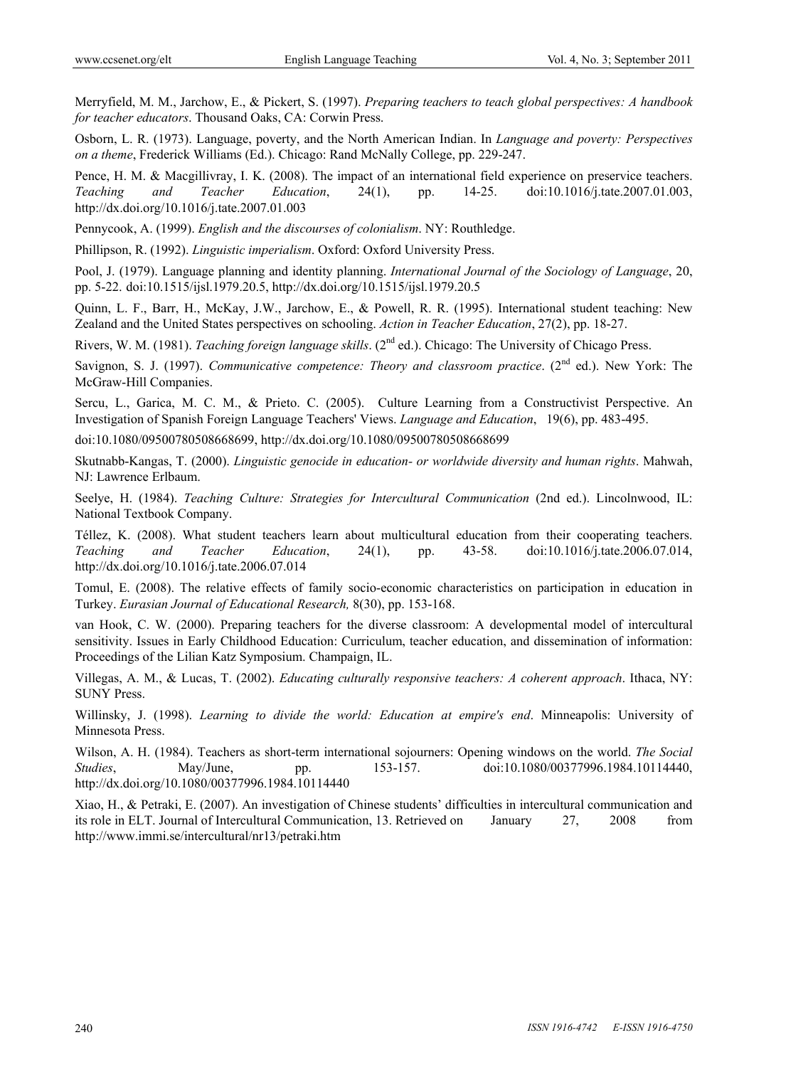Merryfield, M. M., Jarchow, E., & Pickert, S. (1997). *Preparing teachers to teach global perspectives: A handbook for teacher educators*. Thousand Oaks, CA: Corwin Press.

Osborn, L. R. (1973). Language, poverty, and the North American Indian. In *Language and poverty: Perspectives on a theme*, Frederick Williams (Ed.). Chicago: Rand McNally College, pp. 229-247.

Pence, H. M. & Macgillivray, I. K. (2008). The impact of an international field experience on preservice teachers. *Teaching and Teacher Education*, 24(1), pp. 14-25. doi:10.1016/j.tate.2007.01.003, http://dx.doi.org/10.1016/j.tate.2007.01.003

Pennycook, A. (1999). *English and the discourses of colonialism*. NY: Routhledge.

Phillipson, R. (1992). *Linguistic imperialism*. Oxford: Oxford University Press.

Pool, J. (1979). Language planning and identity planning. *International Journal of the Sociology of Language*, 20, pp. 5-22. doi:10.1515/ijsl.1979.20.5, http://dx.doi.org/10.1515/ijsl.1979.20.5

Quinn, L. F., Barr, H., McKay, J.W., Jarchow, E., & Powell, R. R. (1995). International student teaching: New Zealand and the United States perspectives on schooling. *Action in Teacher Education*, 27(2), pp. 18-27.

Rivers, W. M. (1981). *Teaching foreign language skills*. (2nd ed.). Chicago: The University of Chicago Press.

Savignon, S. J. (1997). *Communicative competence: Theory and classroom practice*. (2nd ed.). New York: The McGraw-Hill Companies.

Sercu, L., Garica, M. C. M., & Prieto. C. (2005). Culture Learning from a Constructivist Perspective. An Investigation of Spanish Foreign Language Teachers' Views. *Language and Education*, 19(6), pp. 483-495. doi:10.1080/09500780508668699, http://dx.doi.org/10.1080/09500780508668699

Skutnabb-Kangas, T. (2000). *Linguistic genocide in education- or worldwide diversity and human rights*. Mahwah, NJ: Lawrence Erlbaum.

Seelye, H. (1984). *Teaching Culture: Strategies for Intercultural Communication* (2nd ed.). Lincolnwood, IL: National Textbook Company.

Téllez, K. (2008). What student teachers learn about multicultural education from their cooperating teachers. *Teaching and Teacher Education*, 24(1), pp. 43-58. doi:10.1016/j.tate.2006.07.014, http://dx.doi.org/10.1016/j.tate.2006.07.014

Tomul, E. (2008). The relative effects of family socio-economic characteristics on participation in education in Turkey. *Eurasian Journal of Educational Research,* 8(30), pp. 153-168.

van Hook, C. W. (2000). Preparing teachers for the diverse classroom: A developmental model of intercultural sensitivity. Issues in Early Childhood Education: Curriculum, teacher education, and dissemination of information: Proceedings of the Lilian Katz Symposium. Champaign, IL.

Villegas, A. M., & Lucas, T. (2002). *Educating culturally responsive teachers: A coherent approach*. Ithaca, NY: SUNY Press.

Willinsky, J. (1998). *Learning to divide the world: Education at empire's end*. Minneapolis: University of Minnesota Press.

Wilson, A. H. (1984). Teachers as short-term international sojourners: Opening windows on the world. *The Social Studies*, May/June, pp. 153-157. doi:10.1080/00377996.1984.10114440, http://dx.doi.org/10.1080/00377996.1984.10114440

Xiao, H., & Petraki, E. (2007). An investigation of Chinese students' difficulties in intercultural communication and its role in ELT. Journal of Intercultural Communication, 13. Retrieved on January 27, 2008 from http://www.immi.se/intercultural/nr13/petraki.htm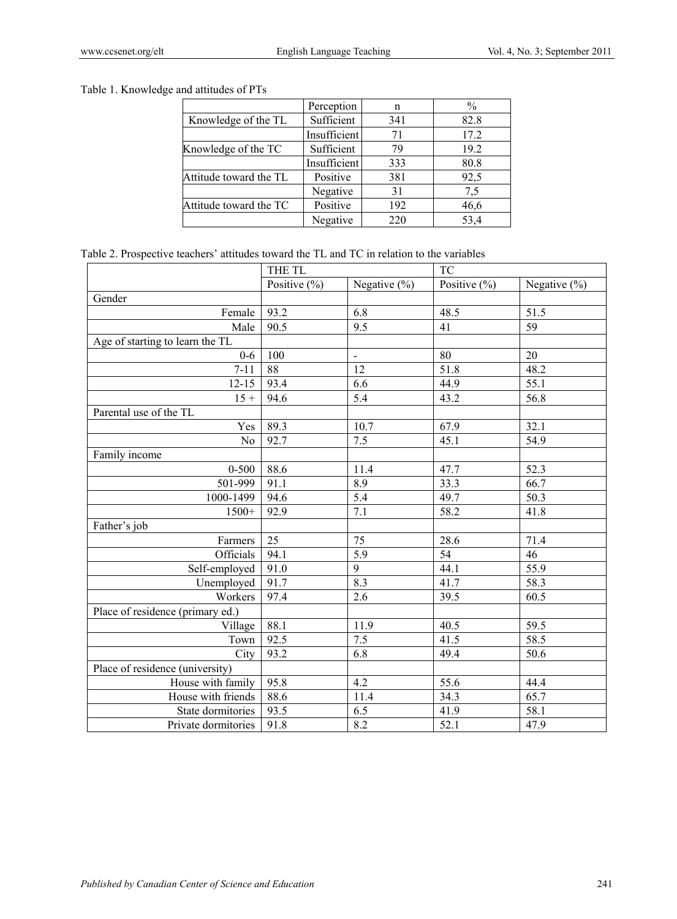Table 1. Knowledge and attitudes of PTs

| | Perception | n | % |
|---|---|---|---|
| Knowledge of the TL | Sufficient | 341 | 82.8 |
| | Insufficient | 71 | 17.2 |
| Knowledge of the TC | Sufficient | 79 | 19.2 |
| | Insufficient | 333 | 80.8 |
| Attitude toward the TL | Positive | 381 | 92,5 |
| | Negative | 31 | 7,5 |
| Attitude toward the TC | Positive | 192 | 46,6 |
| | Negative | 220 | 53,4 |

Table 2. Prospective teachers' attitudes toward the TL and TC in relation to the variables

| | THE TL | | TC | |
|---|---|---|---|---|
| | Positive (%) | Negative (%) | Positive (%) | Negative (%) |
| Gender | | | | |
| Female | 93.2 | 6.8 | 48.5 | 51.5 |
| Male | 90.5 | 9.5 | 41 | 59 |
| Age of starting to learn the TL | | | | |
| 0-6 | 100 | - | 80 | 20 |
| 7-11 | 88 | 12 | 51.8 | 48.2 |
| 12-15 | 93.4 | 6.6 | 44.9 | 55.1 |
| 15 + | 94.6 | 5.4 | 43.2 | 56.8 |
| Parental use of the TL | | | | |
| Yes | 89.3 | 10.7 | 67.9 | 32.1 |
| No | 92.7 | 7.5 | 45.1 | 54.9 |
| Family income | | | | |
| 0-500 | 88.6 | 11.4 | 47.7 | 52.3 |
| 501-999 | 91.1 | 8.9 | 33.3 | 66.7 |
| 1000-1499 | 94.6 | 5.4 | 49.7 | 50.3 |
| 1500+ | 92.9 | 7.1 | 58.2 | 41.8 |
| Father's job | | | | |
| Farmers | 25 | 75 | 28.6 | 71.4 |
| Officials | 94.1 | 5.9 | 54 | 46 |
| Self-employed | 91.0 | 9 | 44.1 | 55.9 |
| Unemployed | 91.7 | 8.3 | 41.7 | 58.3 |
| Workers | 97.4 | 2.6 | 39.5 | 60.5 |
| Place of residence (primary ed.) | | | | |
| Village | 88.1 | 11.9 | 40.5 | 59.5 |
| Town | 92.5 | 7.5 | 41.5 | 58.5 |
| City | 93.2 | 6.8 | 49.4 | 50.6 |
| Place of residence (university) | | | | |
| House with family | 95.8 | 4.2 | 55.6 | 44.4 |
| House with friends | 88.6 | 11.4 | 34.3 | 65.7 |
| State dormitories | 93.5 | 6.5 | 41.9 | 58.1 |
| Private dormitories | 91.8 | 8.2 | 52.1 | 47.9 |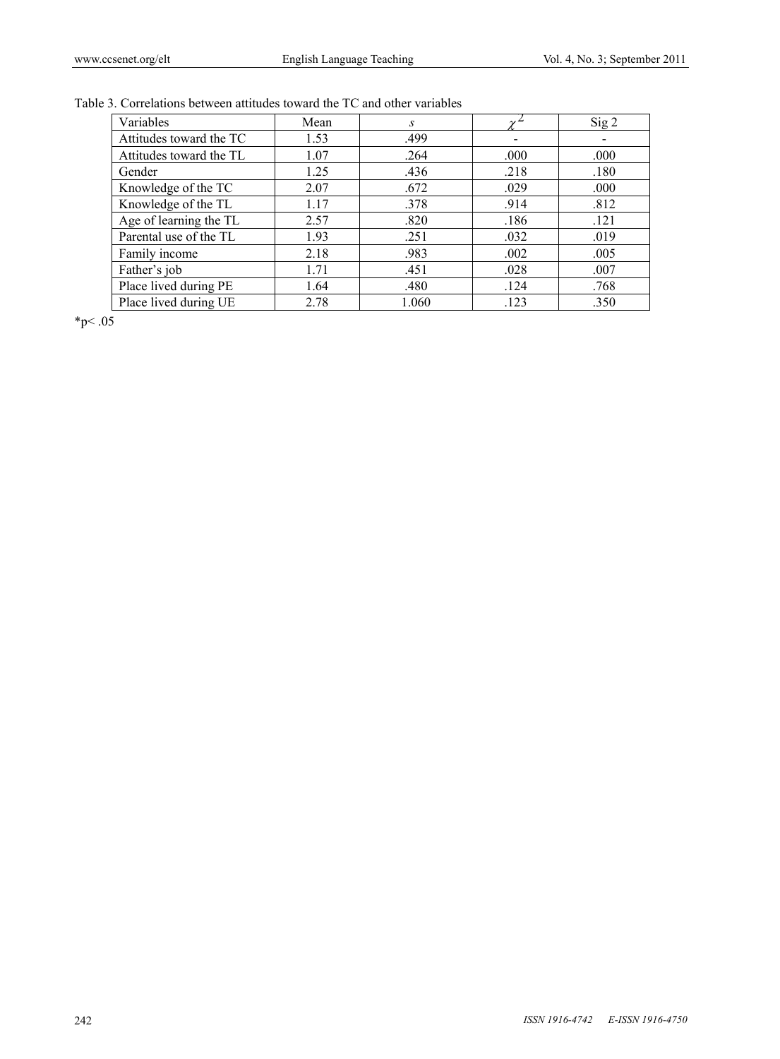Table 3. Correlations between attitudes toward the TC and other variables

| Variables | Mean | $s$ | $\chi^2$ | Sig 2 |
|---|---|---|---|---|
| Attitudes toward the TC | 1.53 | .499 | - | - |
| Attitudes toward the TL | 1.07 | .264 | .000 | .000 |
| Gender | 1.25 | .436 | .218 | .180 |
| Knowledge of the TC | 2.07 | .672 | .029 | .000 |
| Knowledge of the TL | 1.17 | .378 | .914 | .812 |
| Age of learning the TL | 2.57 | .820 | .186 | .121 |
| Parental use of the TL | 1.93 | .251 | .032 | .019 |
| Family income | 2.18 | .983 | .002 | .005 |
| Father's job | 1.71 | .451 | .028 | .007 |
| Place lived during PE | 1.64 | .480 | .124 | .768 |
| Place lived during UE | 2.78 | 1.060 | .123 | .350 |

*$p < .05$